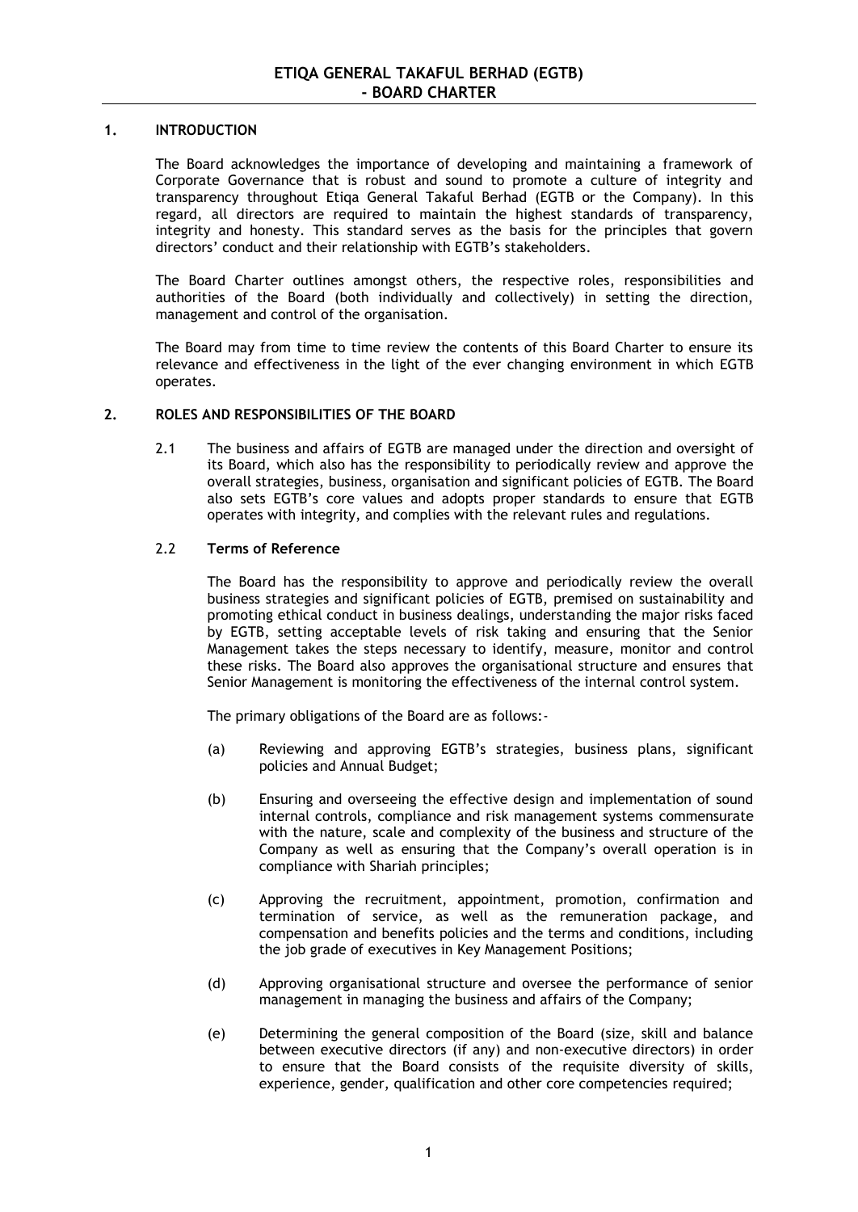# ETIQA GENERAL TAKAFUL BERHAD (EGTB) - BOARD CHARTER

## 1. INTRODUCTION

The Board acknowledges the importance of developing and maintaining a framework of Corporate Governance that is robust and sound to promote a culture of integrity and transparency throughout Etiqa General Takaful Berhad (EGTB or the Company). In this regard, all directors are required to maintain the highest standards of transparency, integrity and honesty. This standard serves as the basis for the principles that govern directors' conduct and their relationship with EGTB's stakeholders.

The Board Charter outlines amongst others, the respective roles, responsibilities and authorities of the Board (both individually and collectively) in setting the direction, management and control of the organisation.

The Board may from time to time review the contents of this Board Charter to ensure its relevance and effectiveness in the light of the ever changing environment in which EGTB operates.

## 2. ROLES AND RESPONSIBILITIES OF THE BOARD

2.1 The business and affairs of EGTB are managed under the direction and oversight of its Board, which also has the responsibility to periodically review and approve the overall strategies, business, organisation and significant policies of EGTB. The Board also sets EGTB's core values and adopts proper standards to ensure that EGTB operates with integrity, and complies with the relevant rules and regulations.

2.2 **Terms of Reference**

The Board has the responsibility to approve and periodically review the overall business strategies and significant policies of EGTB, premised on sustainability and promoting ethical conduct in business dealings, understanding the major risks faced by EGTB, setting acceptable levels of risk taking and ensuring that the Senior Management takes the steps necessary to identify, measure, monitor and control these risks. The Board also approves the organisational structure and ensures that Senior Management is monitoring the effectiveness of the internal control system.

The primary obligations of the Board are as follows:-

(a) Reviewing and approving EGTB's strategies, business plans, significant policies and Annual Budget;

(b) Ensuring and overseeing the effective design and implementation of sound internal controls, compliance and risk management systems commensurate with the nature, scale and complexity of the business and structure of the Company as well as ensuring that the Company's overall operation is in compliance with Shariah principles;

(c) Approving the recruitment, appointment, promotion, confirmation and termination of service, as well as the remuneration package, and compensation and benefits policies and the terms and conditions, including the job grade of executives in Key Management Positions;

(d) Approving organisational structure and oversee the performance of senior management in managing the business and affairs of the Company;

(e) Determining the general composition of the Board (size, skill and balance between executive directors (if any) and non-executive directors) in order to ensure that the Board consists of the requisite diversity of skills, experience, gender, qualification and other core competencies required;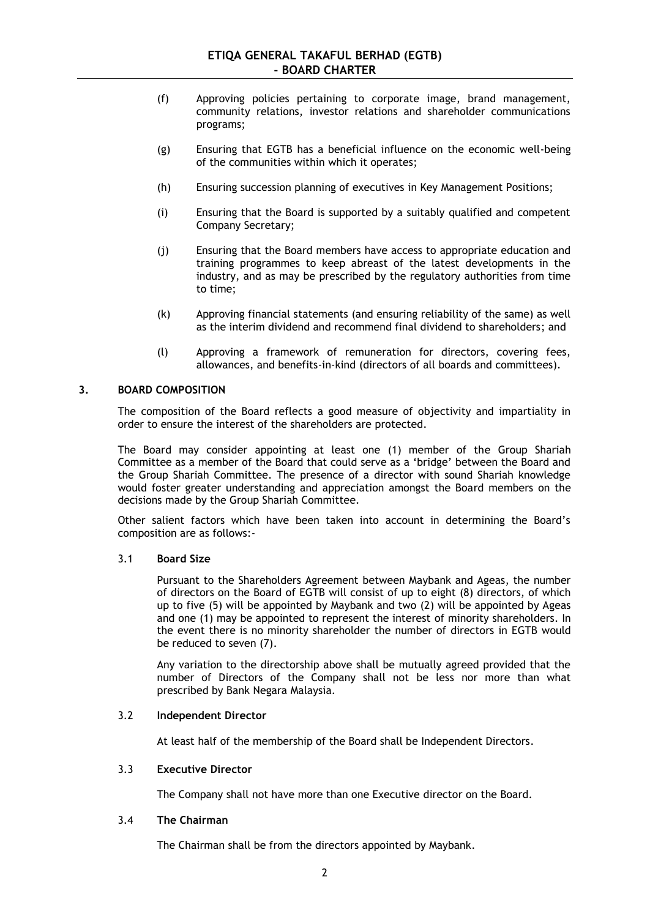(f) Approving policies pertaining to corporate image, brand management, community relations, investor relations and shareholder communications programs;

(g) Ensuring that EGTB has a beneficial influence on the economic well-being of the communities within which it operates;

(h) Ensuring succession planning of executives in Key Management Positions;

(i) Ensuring that the Board is supported by a suitably qualified and competent Company Secretary;

(j) Ensuring that the Board members have access to appropriate education and training programmes to keep abreast of the latest developments in the industry, and as may be prescribed by the regulatory authorities from time to time;

(k) Approving financial statements (and ensuring reliability of the same) as well as the interim dividend and recommend final dividend to shareholders; and

(l) Approving a framework of remuneration for directors, covering fees, allowances, and benefits-in-kind (directors of all boards and committees).

## 3. BOARD COMPOSITION

The composition of the Board reflects a good measure of objectivity and impartiality in order to ensure the interest of the shareholders are protected.

The Board may consider appointing at least one (1) member of the Group Shariah Committee as a member of the Board that could serve as a 'bridge' between the Board and the Group Shariah Committee. The presence of a director with sound Shariah knowledge would foster greater understanding and appreciation amongst the Board members on the decisions made by the Group Shariah Committee.

Other salient factors which have been taken into account in determining the Board's composition are as follows:-

### 3.1 Board Size

Pursuant to the Shareholders Agreement between Maybank and Ageas, the number of directors on the Board of EGTB will consist of up to eight (8) directors, of which up to five (5) will be appointed by Maybank and two (2) will be appointed by Ageas and one (1) may be appointed to represent the interest of minority shareholders. In the event there is no minority shareholder the number of directors in EGTB would be reduced to seven (7).

Any variation to the directorship above shall be mutually agreed provided that the number of Directors of the Company shall not be less nor more than what prescribed by Bank Negara Malaysia.

### 3.2 Independent Director

At least half of the membership of the Board shall be Independent Directors.

### 3.3 Executive Director

The Company shall not have more than one Executive director on the Board.

### 3.4 The Chairman

The Chairman shall be from the directors appointed by Maybank.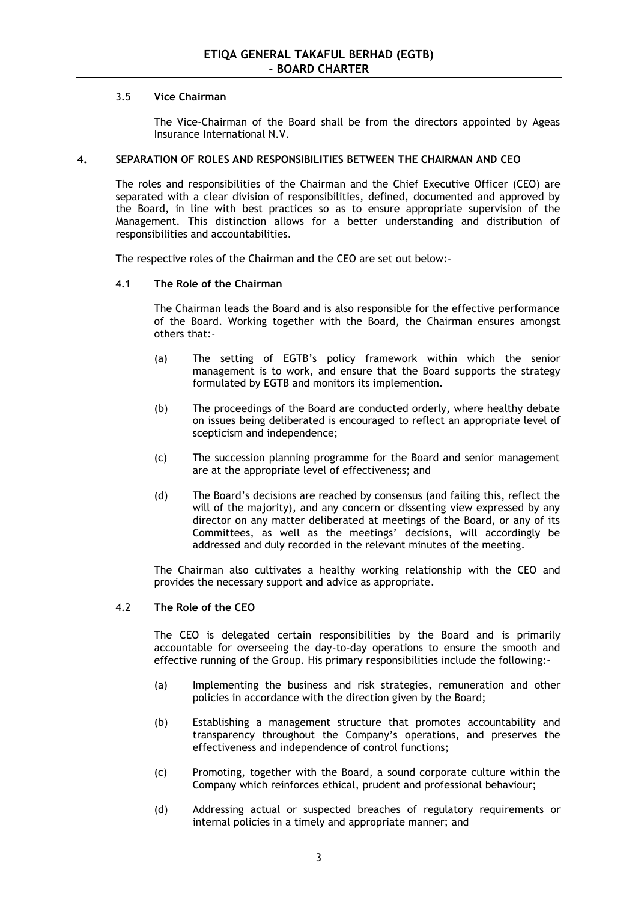### 3.5 **Vice Chairman**

The Vice-Chairman of the Board shall be from the directors appointed by Ageas Insurance International N.V.

## 4. SEPARATION OF ROLES AND RESPONSIBILITIES BETWEEN THE CHAIRMAN AND CEO

The roles and responsibilities of the Chairman and the Chief Executive Officer (CEO) are separated with a clear division of responsibilities, defined, documented and approved by the Board, in line with best practices so as to ensure appropriate supervision of the Management. This distinction allows for a better understanding and distribution of responsibilities and accountabilities.

The respective roles of the Chairman and the CEO are set out below:-

### 4.1 **The Role of the Chairman**

The Chairman leads the Board and is also responsible for the effective performance of the Board. Working together with the Board, the Chairman ensures amongst others that:-

(a) The setting of EGTB's policy framework within which the senior management is to work, and ensure that the Board supports the strategy formulated by EGTB and monitors its implemention.

(b) The proceedings of the Board are conducted orderly, where healthy debate on issues being deliberated is encouraged to reflect an appropriate level of scepticism and independence;

(c) The succession planning programme for the Board and senior management are at the appropriate level of effectiveness; and

(d) The Board's decisions are reached by consensus (and failing this, reflect the will of the majority), and any concern or dissenting view expressed by any director on any matter deliberated at meetings of the Board, or any of its Committees, as well as the meetings' decisions, will accordingly be addressed and duly recorded in the relevant minutes of the meeting.

The Chairman also cultivates a healthy working relationship with the CEO and provides the necessary support and advice as appropriate.

### 4.2 **The Role of the CEO**

The CEO is delegated certain responsibilities by the Board and is primarily accountable for overseeing the day-to-day operations to ensure the smooth and effective running of the Group. His primary responsibilities include the following:-

(a) Implementing the business and risk strategies, remuneration and other policies in accordance with the direction given by the Board;

(b) Establishing a management structure that promotes accountability and transparency throughout the Company's operations, and preserves the effectiveness and independence of control functions;

(c) Promoting, together with the Board, a sound corporate culture within the Company which reinforces ethical, prudent and professional behaviour;

(d) Addressing actual or suspected breaches of regulatory requirements or internal policies in a timely and appropriate manner; and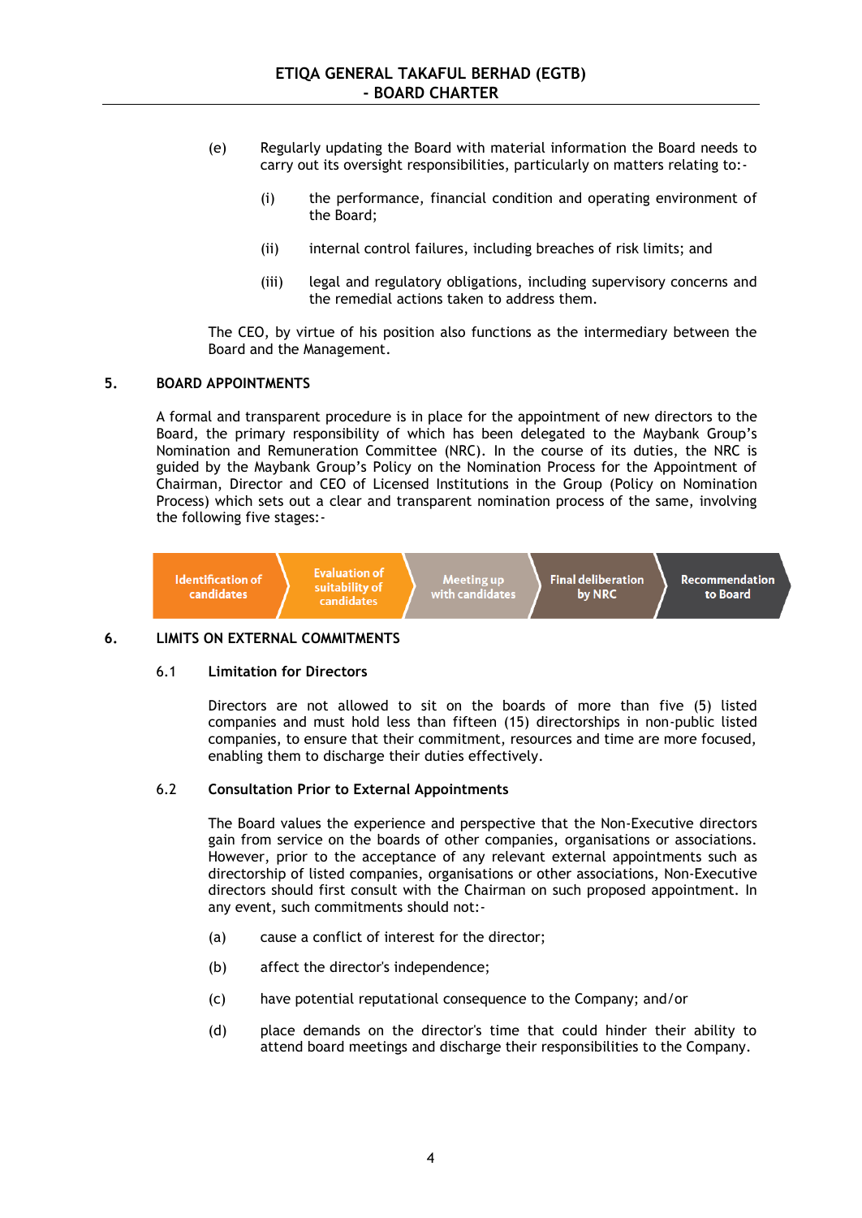(e) Regularly updating the Board with material information the Board needs to carry out its oversight responsibilities, particularly on matters relating to:-

   (i) the performance, financial condition and operating environment of the Board;

   (ii) internal control failures, including breaches of risk limits; and

   (iii) legal and regulatory obligations, including supervisory concerns and the remedial actions taken to address them.

The CEO, by virtue of his position also functions as the intermediary between the Board and the Management.

## 5. BOARD APPOINTMENTS

A formal and transparent procedure is in place for the appointment of new directors to the Board, the primary responsibility of which has been delegated to the Maybank Group's Nomination and Remuneration Committee (NRC). In the course of its duties, the NRC is guided by the Maybank Group's Policy on the Nomination Process for the Appointment of Chairman, Director and CEO of Licensed Institutions in the Group (Policy on Nomination Process) which sets out a clear and transparent nomination process of the same, involving the following five stages:-

Identification of candidates → Evaluation of suitability of candidates → Meeting up with candidates → Final deliberation by NRC → Recommendation to Board

## 6. LIMITS ON EXTERNAL COMMITMENTS

### 6.1 Limitation for Directors

Directors are not allowed to sit on the boards of more than five (5) listed companies and must hold less than fifteen (15) directorships in non-public listed companies, to ensure that their commitment, resources and time are more focused, enabling them to discharge their duties effectively.

### 6.2 Consultation Prior to External Appointments

The Board values the experience and perspective that the Non-Executive directors gain from service on the boards of other companies, organisations or associations. However, prior to the acceptance of any relevant external appointments such as directorship of listed companies, organisations or other associations, Non-Executive directors should first consult with the Chairman on such proposed appointment. In any event, such commitments should not:-

(a) cause a conflict of interest for the director;

(b) affect the director's independence;

(c) have potential reputational consequence to the Company; and/or

(d) place demands on the director's time that could hinder their ability to attend board meetings and discharge their responsibilities to the Company.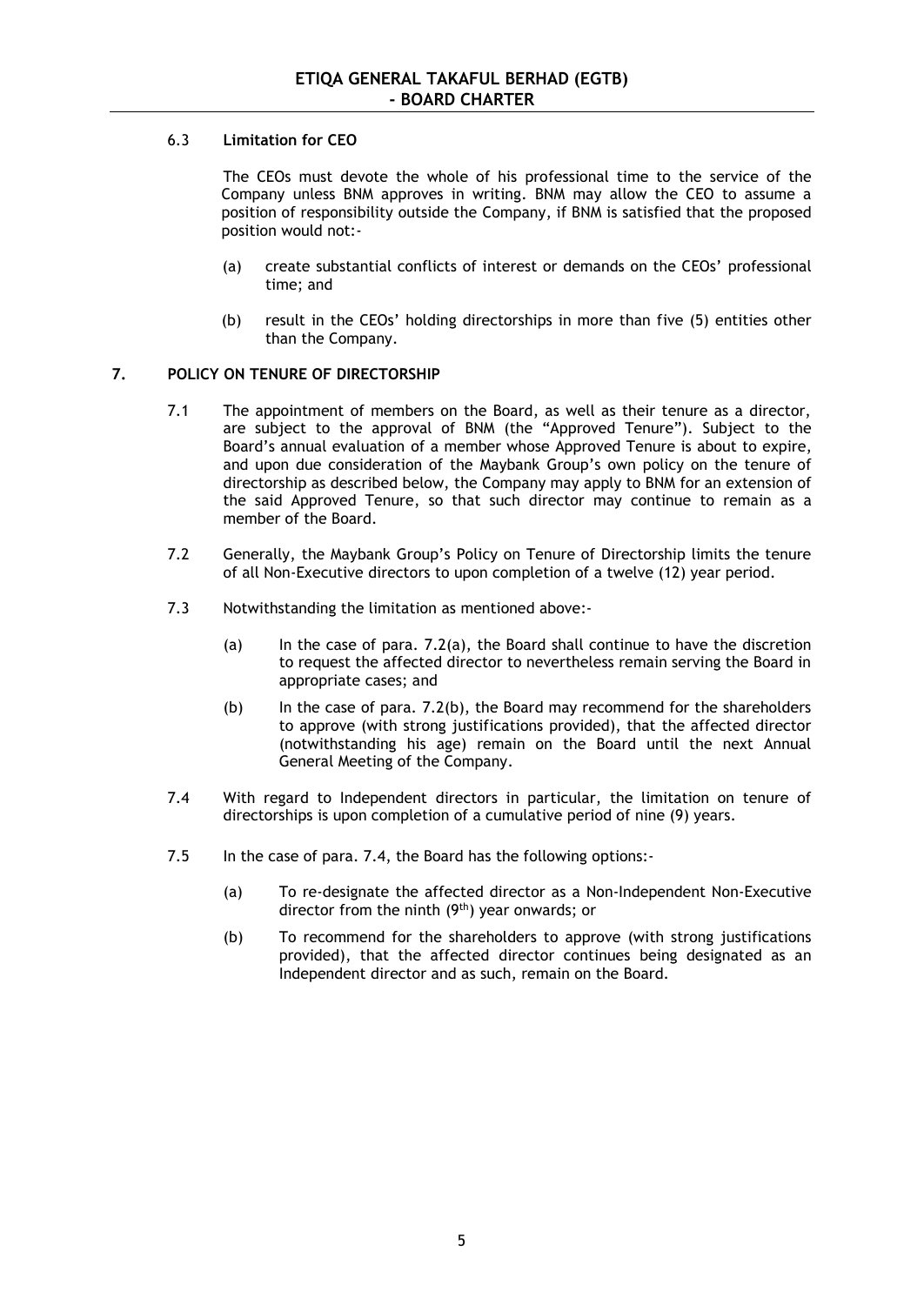### 6.3 Limitation for CEO

The CEOs must devote the whole of his professional time to the service of the Company unless BNM approves in writing. BNM may allow the CEO to assume a position of responsibility outside the Company, if BNM is satisfied that the proposed position would not:-

(a) create substantial conflicts of interest or demands on the CEOs' professional time; and

(b) result in the CEOs' holding directorships in more than five (5) entities other than the Company.

## 7. POLICY ON TENURE OF DIRECTORSHIP

7.1 The appointment of members on the Board, as well as their tenure as a director, are subject to the approval of BNM (the "Approved Tenure"). Subject to the Board's annual evaluation of a member whose Approved Tenure is about to expire, and upon due consideration of the Maybank Group's own policy on the tenure of directorship as described below, the Company may apply to BNM for an extension of the said Approved Tenure, so that such director may continue to remain as a member of the Board.

7.2 Generally, the Maybank Group's Policy on Tenure of Directorship limits the tenure of all Non-Executive directors to upon completion of a twelve (12) year period.

7.3 Notwithstanding the limitation as mentioned above:-

(a) In the case of para. 7.2(a), the Board shall continue to have the discretion to request the affected director to nevertheless remain serving the Board in appropriate cases; and

(b) In the case of para. 7.2(b), the Board may recommend for the shareholders to approve (with strong justifications provided), that the affected director (notwithstanding his age) remain on the Board until the next Annual General Meeting of the Company.

7.4 With regard to Independent directors in particular, the limitation on tenure of directorships is upon completion of a cumulative period of nine (9) years.

7.5 In the case of para. 7.4, the Board has the following options:-

(a) To re-designate the affected director as a Non-Independent Non-Executive director from the ninth (9th) year onwards; or

(b) To recommend for the shareholders to approve (with strong justifications provided), that the affected director continues being designated as an Independent director and as such, remain on the Board.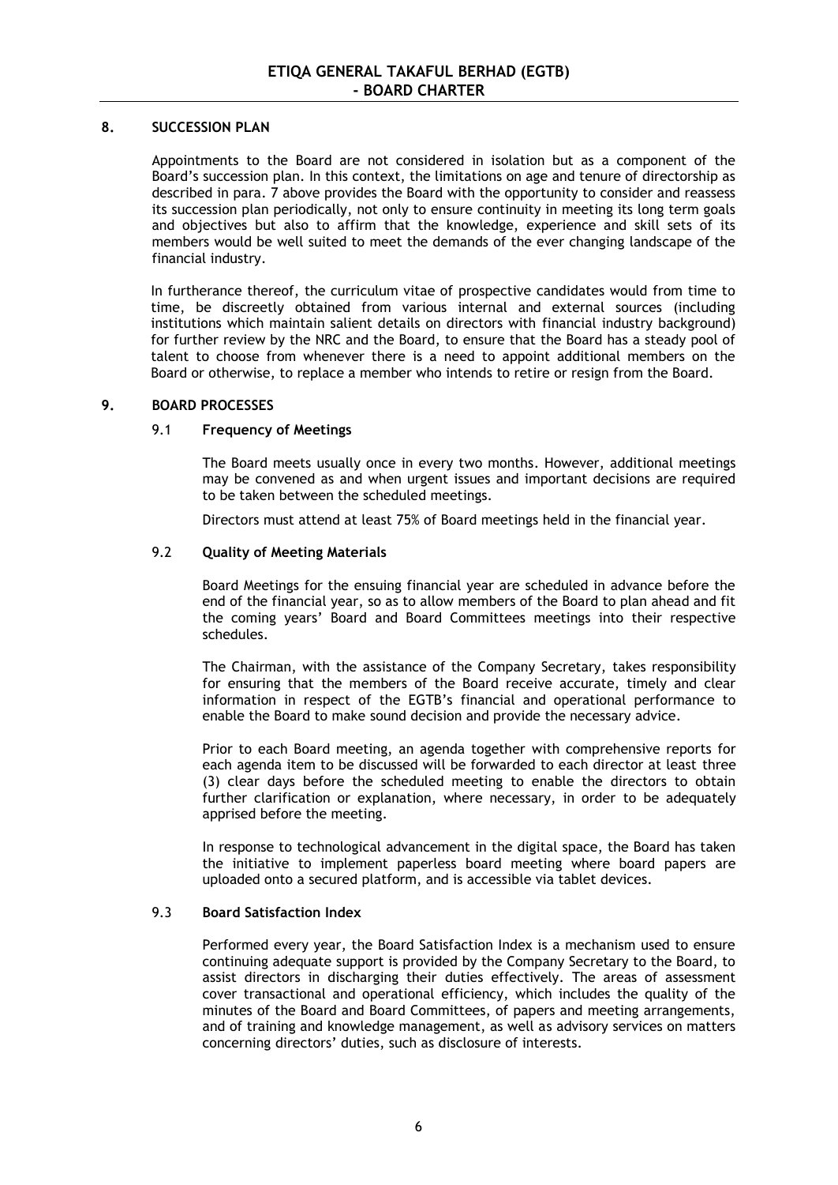## 8. SUCCESSION PLAN

Appointments to the Board are not considered in isolation but as a component of the Board's succession plan. In this context, the limitations on age and tenure of directorship as described in para. 7 above provides the Board with the opportunity to consider and reassess its succession plan periodically, not only to ensure continuity in meeting its long term goals and objectives but also to affirm that the knowledge, experience and skill sets of its members would be well suited to meet the demands of the ever changing landscape of the financial industry.

In furtherance thereof, the curriculum vitae of prospective candidates would from time to time, be discreetly obtained from various internal and external sources (including institutions which maintain salient details on directors with financial industry background) for further review by the NRC and the Board, to ensure that the Board has a steady pool of talent to choose from whenever there is a need to appoint additional members on the Board or otherwise, to replace a member who intends to retire or resign from the Board.

## 9. BOARD PROCESSES

### 9.1 Frequency of Meetings

The Board meets usually once in every two months. However, additional meetings may be convened as and when urgent issues and important decisions are required to be taken between the scheduled meetings.

Directors must attend at least 75% of Board meetings held in the financial year.

### 9.2 Quality of Meeting Materials

Board Meetings for the ensuing financial year are scheduled in advance before the end of the financial year, so as to allow members of the Board to plan ahead and fit the coming years' Board and Board Committees meetings into their respective schedules.

The Chairman, with the assistance of the Company Secretary, takes responsibility for ensuring that the members of the Board receive accurate, timely and clear information in respect of the EGTB's financial and operational performance to enable the Board to make sound decision and provide the necessary advice.

Prior to each Board meeting, an agenda together with comprehensive reports for each agenda item to be discussed will be forwarded to each director at least three (3) clear days before the scheduled meeting to enable the directors to obtain further clarification or explanation, where necessary, in order to be adequately apprised before the meeting.

In response to technological advancement in the digital space, the Board has taken the initiative to implement paperless board meeting where board papers are uploaded onto a secured platform, and is accessible via tablet devices.

### 9.3 Board Satisfaction Index

Performed every year, the Board Satisfaction Index is a mechanism used to ensure continuing adequate support is provided by the Company Secretary to the Board, to assist directors in discharging their duties effectively. The areas of assessment cover transactional and operational efficiency, which includes the quality of the minutes of the Board and Board Committees, of papers and meeting arrangements, and of training and knowledge management, as well as advisory services on matters concerning directors' duties, such as disclosure of interests.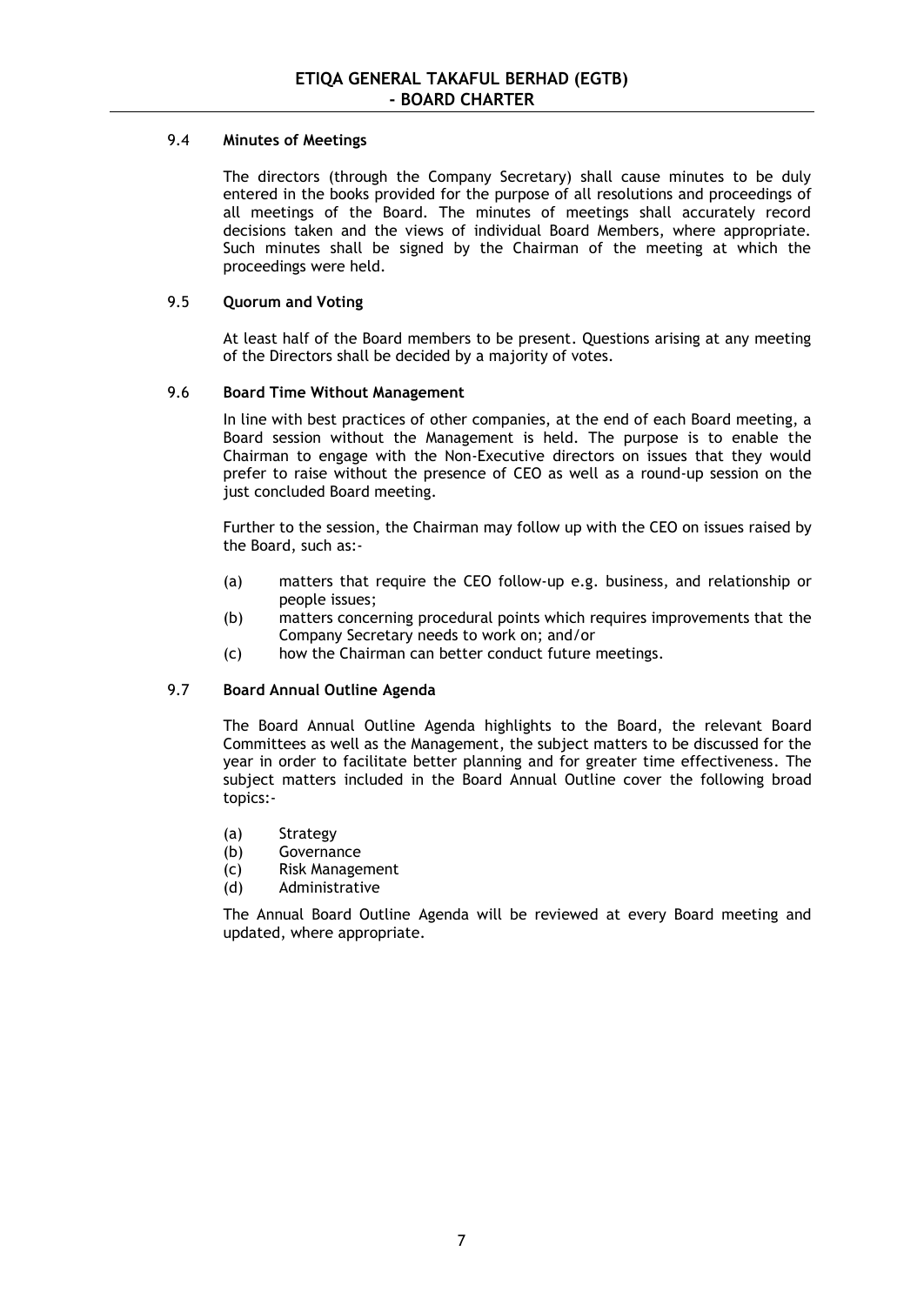### 9.4 Minutes of Meetings

The directors (through the Company Secretary) shall cause minutes to be duly entered in the books provided for the purpose of all resolutions and proceedings of all meetings of the Board. The minutes of meetings shall accurately record decisions taken and the views of individual Board Members, where appropriate. Such minutes shall be signed by the Chairman of the meeting at which the proceedings were held.

### 9.5 Quorum and Voting

At least half of the Board members to be present. Questions arising at any meeting of the Directors shall be decided by a majority of votes.

### 9.6 Board Time Without Management

In line with best practices of other companies, at the end of each Board meeting, a Board session without the Management is held. The purpose is to enable the Chairman to engage with the Non-Executive directors on issues that they would prefer to raise without the presence of CEO as well as a round-up session on the just concluded Board meeting.

Further to the session, the Chairman may follow up with the CEO on issues raised by the Board, such as:-

- (a) matters that require the CEO follow-up e.g. business, and relationship or people issues;
- (b) matters concerning procedural points which requires improvements that the Company Secretary needs to work on; and/or
- (c) how the Chairman can better conduct future meetings.

### 9.7 Board Annual Outline Agenda

The Board Annual Outline Agenda highlights to the Board, the relevant Board Committees as well as the Management, the subject matters to be discussed for the year in order to facilitate better planning and for greater time effectiveness. The subject matters included in the Board Annual Outline cover the following broad topics:-

- (a) Strategy
- (b) Governance
- (c) Risk Management
- (d) Administrative

The Annual Board Outline Agenda will be reviewed at every Board meeting and updated, where appropriate.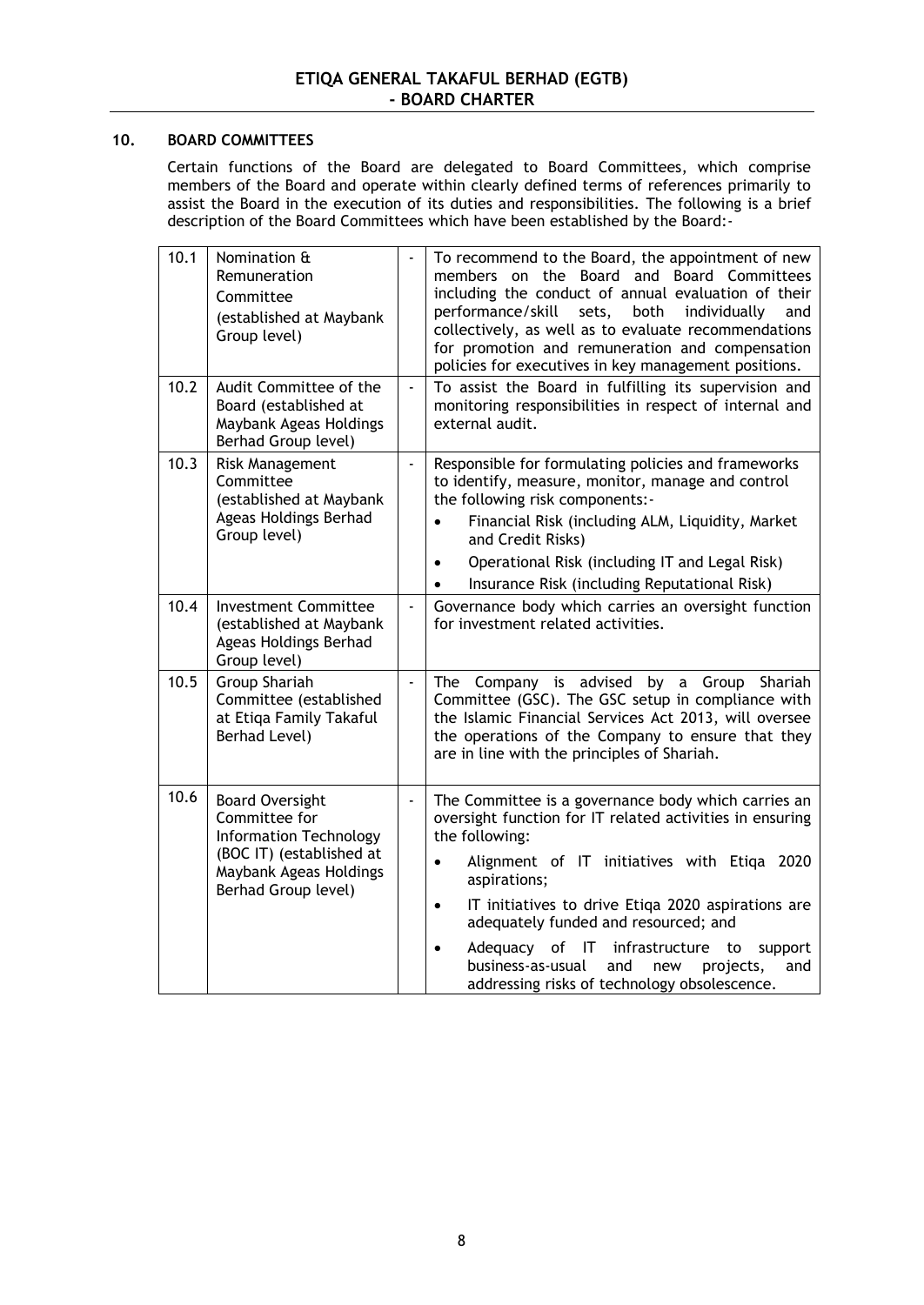## 10. BOARD COMMITTEES

Certain functions of the Board are delegated to Board Committees, which comprise members of the Board and operate within clearly defined terms of references primarily to assist the Board in the execution of its duties and responsibilities. The following is a brief description of the Board Committees which have been established by the Board:-

| | | | |
|---|---|---|---|
| 10.1 | Nomination & Remuneration Committee (established at Maybank Group level) | - | To recommend to the Board, the appointment of new members on the Board and Board Committees including the conduct of annual evaluation of their performance/skill sets, both individually and collectively, as well as to evaluate recommendations for promotion and remuneration and compensation policies for executives in key management positions. |
| 10.2 | Audit Committee of the Board (established at Maybank Ageas Holdings Berhad Group level) | - | To assist the Board in fulfilling its supervision and monitoring responsibilities in respect of internal and external audit. |
| 10.3 | Risk Management Committee (established at Maybank Ageas Holdings Berhad Group level) | - | Responsible for formulating policies and frameworks to identify, measure, monitor, manage and control the following risk components:-<br>• Financial Risk (including ALM, Liquidity, Market and Credit Risks)<br>• Operational Risk (including IT and Legal Risk)<br>• Insurance Risk (including Reputational Risk) |
| 10.4 | Investment Committee (established at Maybank Ageas Holdings Berhad Group level) | - | Governance body which carries an oversight function for investment related activities. |
| 10.5 | Group Shariah Committee (established at Etiqa Family Takaful Berhad Level) | - | The Company is advised by a Group Shariah Committee (GSC). The GSC setup in compliance with the Islamic Financial Services Act 2013, will oversee the operations of the Company to ensure that they are in line with the principles of Shariah. |
| 10.6 | Board Oversight Committee for Information Technology (BOC IT) (established at Maybank Ageas Holdings Berhad Group level) | - | The Committee is a governance body which carries an oversight function for IT related activities in ensuring the following:<br>• Alignment of IT initiatives with Etiqa 2020 aspirations;<br>• IT initiatives to drive Etiqa 2020 aspirations are adequately funded and resourced; and<br>• Adequacy of IT infrastructure to support business-as-usual and new projects, and addressing risks of technology obsolescence. |